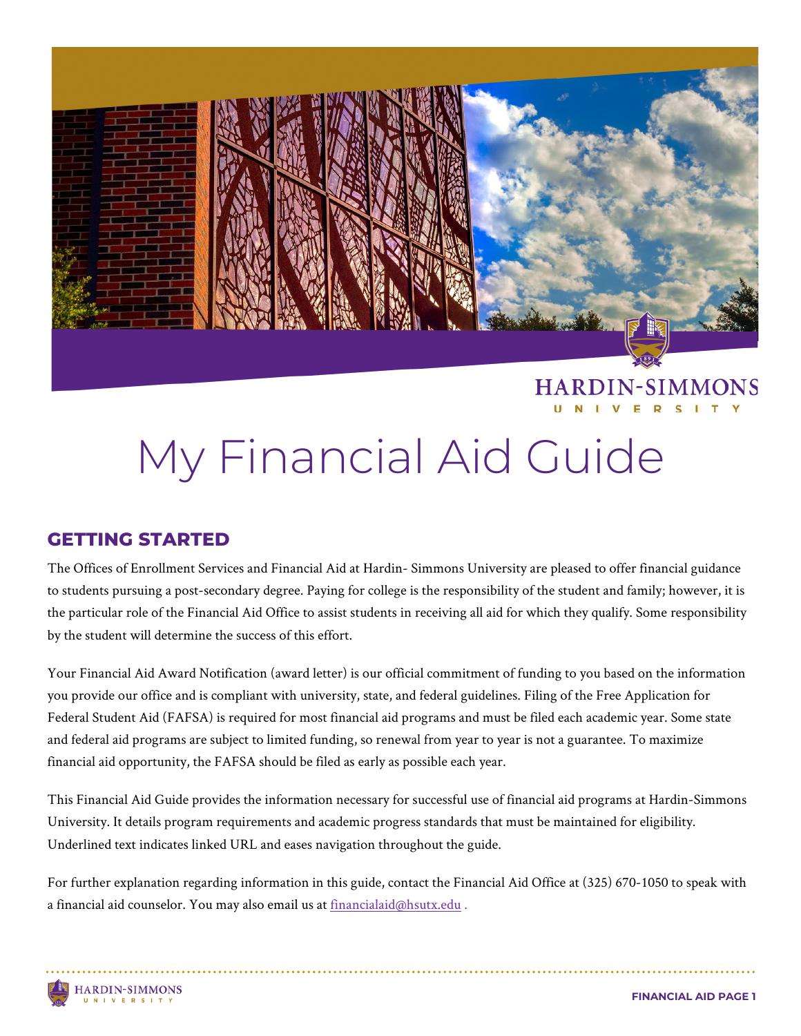# My Financial Aid Guide

## GETTING STARTED

The Offices of Enrollment Services and Financial Aid at Hardin- Simmons University are pleased to offer financial guidance to students pursuing a post-secondary degree. Paying for college is the responsibility of the student and family; however, it is the particular role of the Financial Aid Office to assist students in receiving all aid for which they qualify. Some responsibility by the student will determine the success of this effort.

Your Financial Aid Award Notification (award letter) is our official commitment of funding to you based on the information you provide our office and is compliant with university, state, and federal guidelines. Filing of the Free Application for Federal Student Aid (FAFSA) is required for most financial aid programs and must be filed each academic year. Some state and federal aid programs are subject to limited funding, so renewal from year to year is not a guarantee. To maximize financial aid opportunity, the FAFSA should be filed as early as possible each year.

This Financial Aid Guide provides the information necessary for successful use of financial aid programs at Hardin-Simmons University. It details program requirements and academic progress standards that must be maintained for eligibility. Underlined text indicates linked URL and eases navigation throughout the guide.

For further explanation regarding information in this guide, contact the Financial Aid Office at (325) 670-1050 to speak with a financial aid counselor. You may also email us at financialaid@hsutx.edu .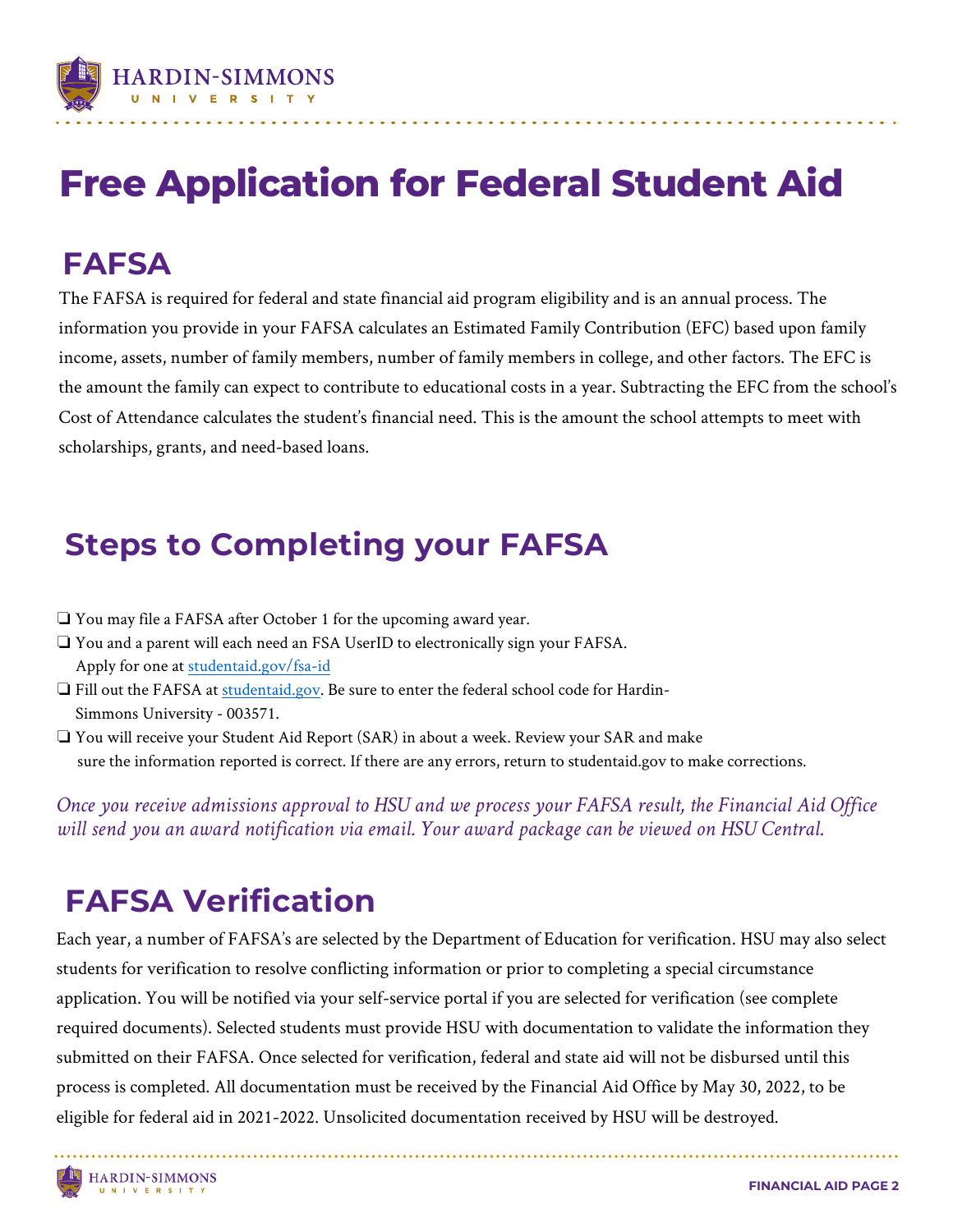# Free Application for Federal Student Aid

## FAFSA

The FAFSA is required for federal and state financial aid program eligibility and is an annual process. The information you provide in your FAFSA calculates an Estimated Family Contribution (EFC) based upon family income, assets, number of family members, number of family members in college, and other factors. The EFC is the amount the family can expect to contribute to educational costs in a year. Subtracting the EFC from the school's Cost of Attendance calculates the student's financial need. This is the amount the school attempts to meet with scholarships, grants, and need-based loans.

## Steps to Completing your FAFSA

- ❑ You may file a FAFSA after October 1 for the upcoming award year.
- ❑ You and a parent will each need an FSA UserID to electronically sign your FAFSA. Apply for one at studentaid.gov/fsa-id
- ❑ Fill out the FAFSA at studentaid.gov. Be sure to enter the federal school code for Hardin-Simmons University - 003571.
- ❑ You will receive your Student Aid Report (SAR) in about a week. Review your SAR and make sure the information reported is correct. If there are any errors, return to studentaid.gov to make corrections.

*Once you receive admissions approval to HSU and we process your FAFSA result, the Financial Aid Office will send you an award notification via email. Your award package can be viewed on HSU Central.*

## FAFSA Verification

Each year, a number of FAFSA's are selected by the Department of Education for verification. HSU may also select students for verification to resolve conflicting information or prior to completing a special circumstance application. You will be notified via your self-service portal if you are selected for verification (see complete required documents). Selected students must provide HSU with documentation to validate the information they submitted on their FAFSA. Once selected for verification, federal and state aid will not be disbursed until this process is completed. All documentation must be received by the Financial Aid Office by May 30, 2022, to be eligible for federal aid in 2021-2022. Unsolicited documentation received by HSU will be destroyed.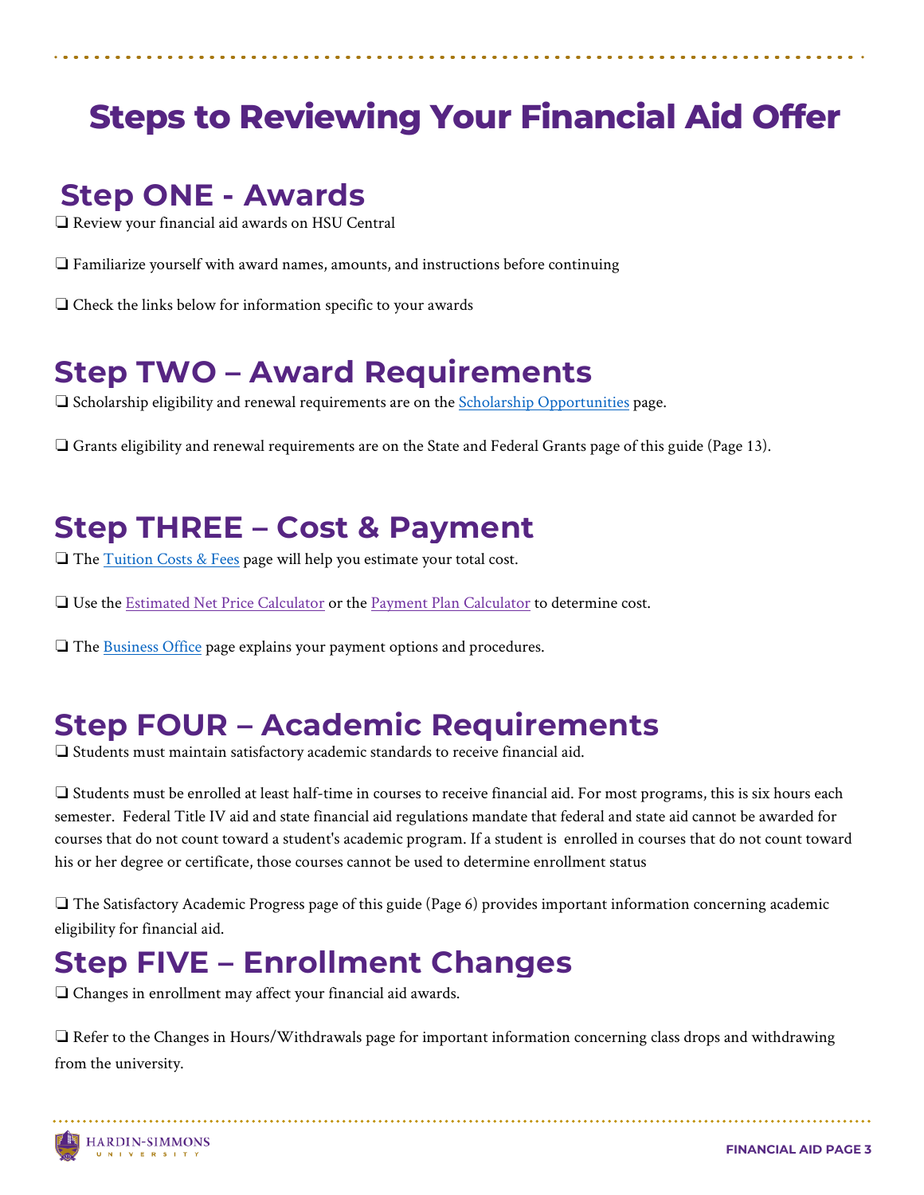# Steps to Reviewing Your Financial Aid Offer

## Step ONE - Awards

❑ Review your financial aid awards on HSU Central

❑ Familiarize yourself with award names, amounts, and instructions before continuing

❑ Check the links below for information specific to your awards

## Step TWO – Award Requirements

❑ Scholarship eligibility and renewal requirements are on the Scholarship Opportunities page.

❑ Grants eligibility and renewal requirements are on the State and Federal Grants page of this guide (Page 13).

## Step THREE – Cost & Payment

❑ The Tuition Costs & Fees page will help you estimate your total cost.

❑ Use the Estimated Net Price Calculator or the Payment Plan Calculator to determine cost.

❑ The Business Office page explains your payment options and procedures.

## Step FOUR – Academic Requirements

❑ Students must maintain satisfactory academic standards to receive financial aid.

❑ Students must be enrolled at least half-time in courses to receive financial aid. For most programs, this is six hours each semester. Federal Title IV aid and state financial aid regulations mandate that federal and state aid cannot be awarded for courses that do not count toward a student's academic program. If a student is enrolled in courses that do not count toward his or her degree or certificate, those courses cannot be used to determine enrollment status

❑ The Satisfactory Academic Progress page of this guide (Page 6) provides important information concerning academic eligibility for financial aid.

## Step FIVE – Enrollment Changes

❑ Changes in enrollment may affect your financial aid awards.

❑ Refer to the Changes in Hours/Withdrawals page for important information concerning class drops and withdrawing from the university.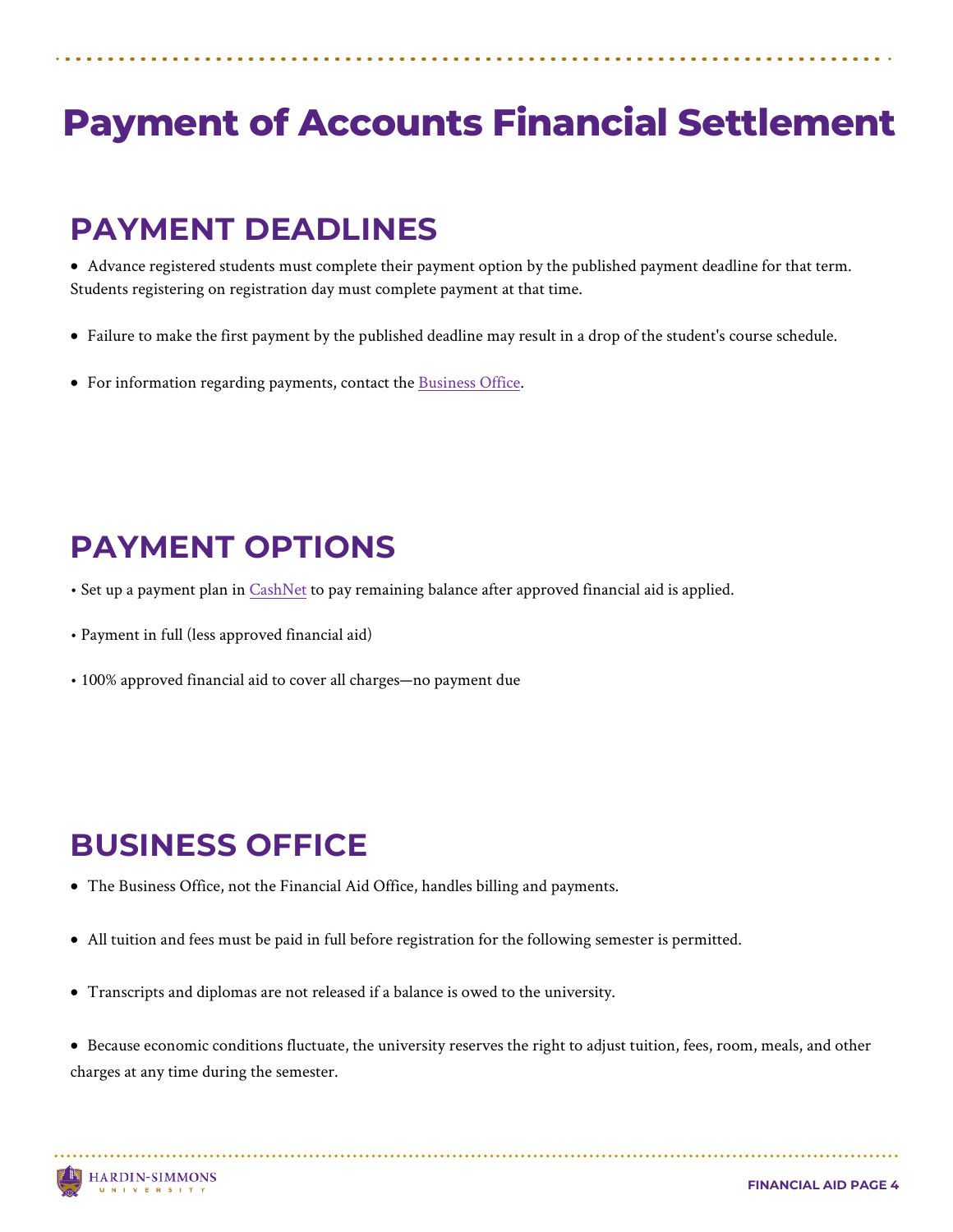# Payment of Accounts Financial Settlement

## PAYMENT DEADLINES

- Advance registered students must complete their payment option by the published payment deadline for that term. Students registering on registration day must complete payment at that time.

- Failure to make the first payment by the published deadline may result in a drop of the student's course schedule.

- For information regarding payments, contact the Business Office.

## PAYMENT OPTIONS

- Set up a payment plan in CashNet to pay remaining balance after approved financial aid is applied.

- Payment in full (less approved financial aid)

- 100% approved financial aid to cover all charges—no payment due

## BUSINESS OFFICE

- The Business Office, not the Financial Aid Office, handles billing and payments.

- All tuition and fees must be paid in full before registration for the following semester is permitted.

- Transcripts and diplomas are not released if a balance is owed to the university.

- Because economic conditions fluctuate, the university reserves the right to adjust tuition, fees, room, meals, and other charges at any time during the semester.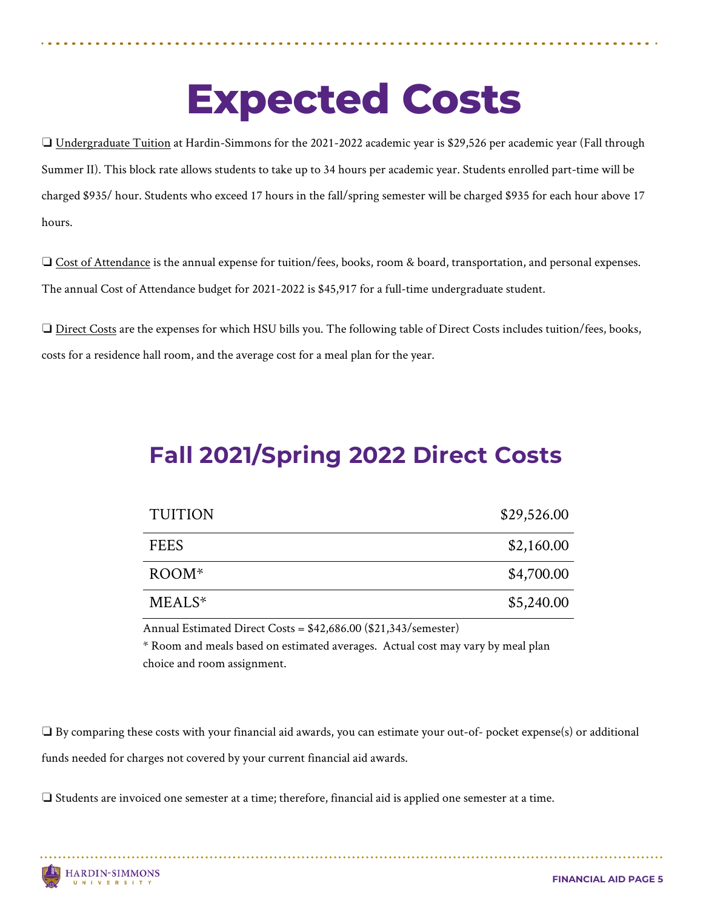# Expected Costs

❑ Undergraduate Tuition at Hardin-Simmons for the 2021-2022 academic year is $29,526 per academic year (Fall through Summer II). This block rate allows students to take up to 34 hours per academic year. Students enrolled part-time will be charged $935/ hour. Students who exceed 17 hours in the fall/spring semester will be charged $935 for each hour above 17 hours.

❑ Cost of Attendance is the annual expense for tuition/fees, books, room & board, transportation, and personal expenses. The annual Cost of Attendance budget for 2021-2022 is $45,917 for a full-time undergraduate student.

❑ Direct Costs are the expenses for which HSU bills you. The following table of Direct Costs includes tuition/fees, books, costs for a residence hall room, and the average cost for a meal plan for the year.

## Fall 2021/Spring 2022 Direct Costs

| | |
|---|---|
| TUITION | $29,526.00 |
| FEES | $2,160.00 |
| ROOM* | $4,700.00 |
| MEALS* | $5,240.00 |

Annual Estimated Direct Costs = $42,686.00 ($21,343/semester)

* Room and meals based on estimated averages. Actual cost may vary by meal plan choice and room assignment.

❑ By comparing these costs with your financial aid awards, you can estimate your out-of- pocket expense(s) or additional funds needed for charges not covered by your current financial aid awards.

❑ Students are invoiced one semester at a time; therefore, financial aid is applied one semester at a time.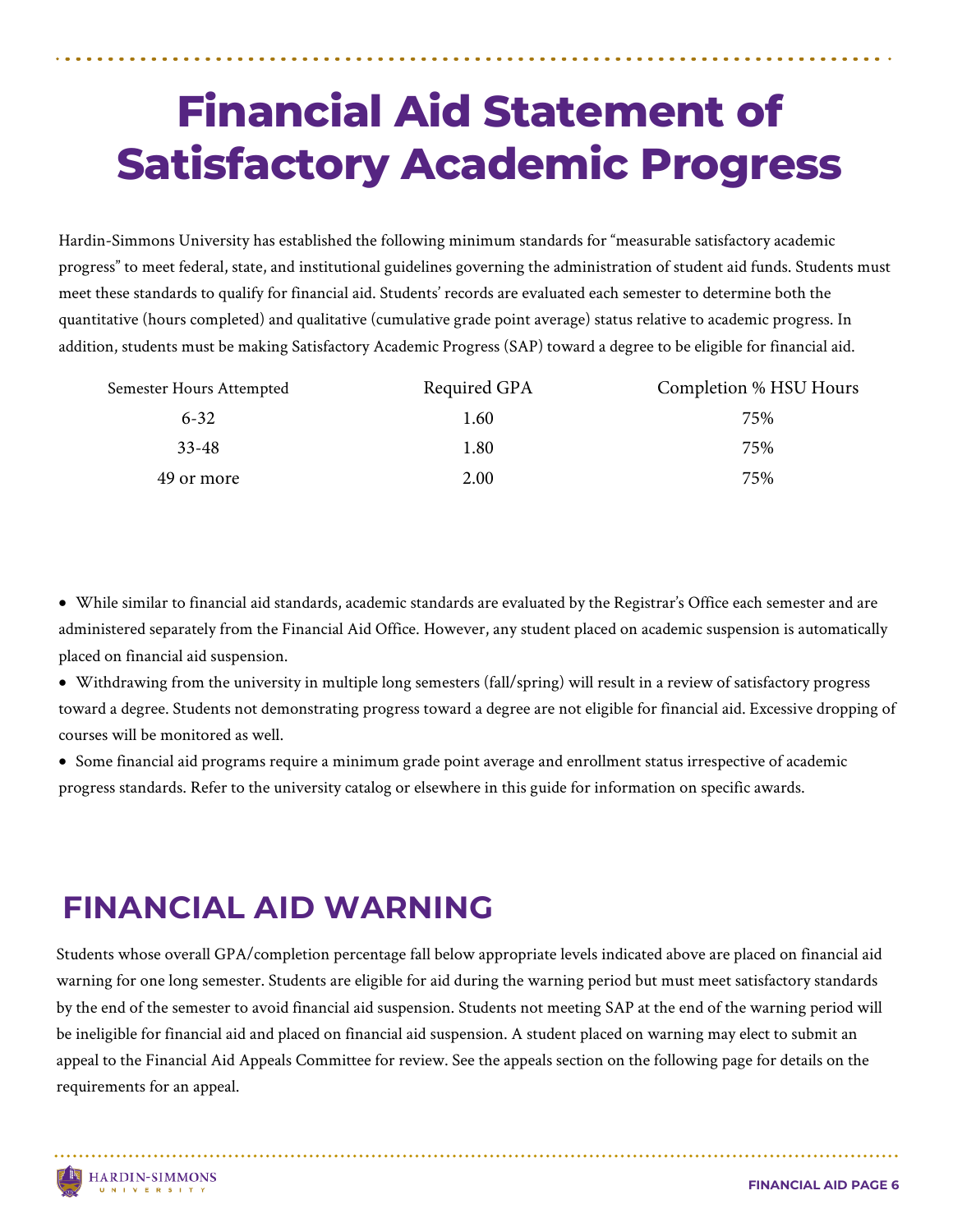# Financial Aid Statement of Satisfactory Academic Progress

Hardin-Simmons University has established the following minimum standards for "measurable satisfactory academic progress" to meet federal, state, and institutional guidelines governing the administration of student aid funds. Students must meet these standards to qualify for financial aid. Students' records are evaluated each semester to determine both the quantitative (hours completed) and qualitative (cumulative grade point average) status relative to academic progress. In addition, students must be making Satisfactory Academic Progress (SAP) toward a degree to be eligible for financial aid.

| Semester Hours Attempted | Required GPA | Completion % HSU Hours |
|---|---|---|
| 6-32 | 1.60 | 75% |
| 33-48 | 1.80 | 75% |
| 49 or more | 2.00 | 75% |

- While similar to financial aid standards, academic standards are evaluated by the Registrar's Office each semester and are administered separately from the Financial Aid Office. However, any student placed on academic suspension is automatically placed on financial aid suspension.
- Withdrawing from the university in multiple long semesters (fall/spring) will result in a review of satisfactory progress toward a degree. Students not demonstrating progress toward a degree are not eligible for financial aid. Excessive dropping of courses will be monitored as well.
- Some financial aid programs require a minimum grade point average and enrollment status irrespective of academic progress standards. Refer to the university catalog or elsewhere in this guide for information on specific awards.

## FINANCIAL AID WARNING

Students whose overall GPA/completion percentage fall below appropriate levels indicated above are placed on financial aid warning for one long semester. Students are eligible for aid during the warning period but must meet satisfactory standards by the end of the semester to avoid financial aid suspension. Students not meeting SAP at the end of the warning period will be ineligible for financial aid and placed on financial aid suspension. A student placed on warning may elect to submit an appeal to the Financial Aid Appeals Committee for review. See the appeals section on the following page for details on the requirements for an appeal.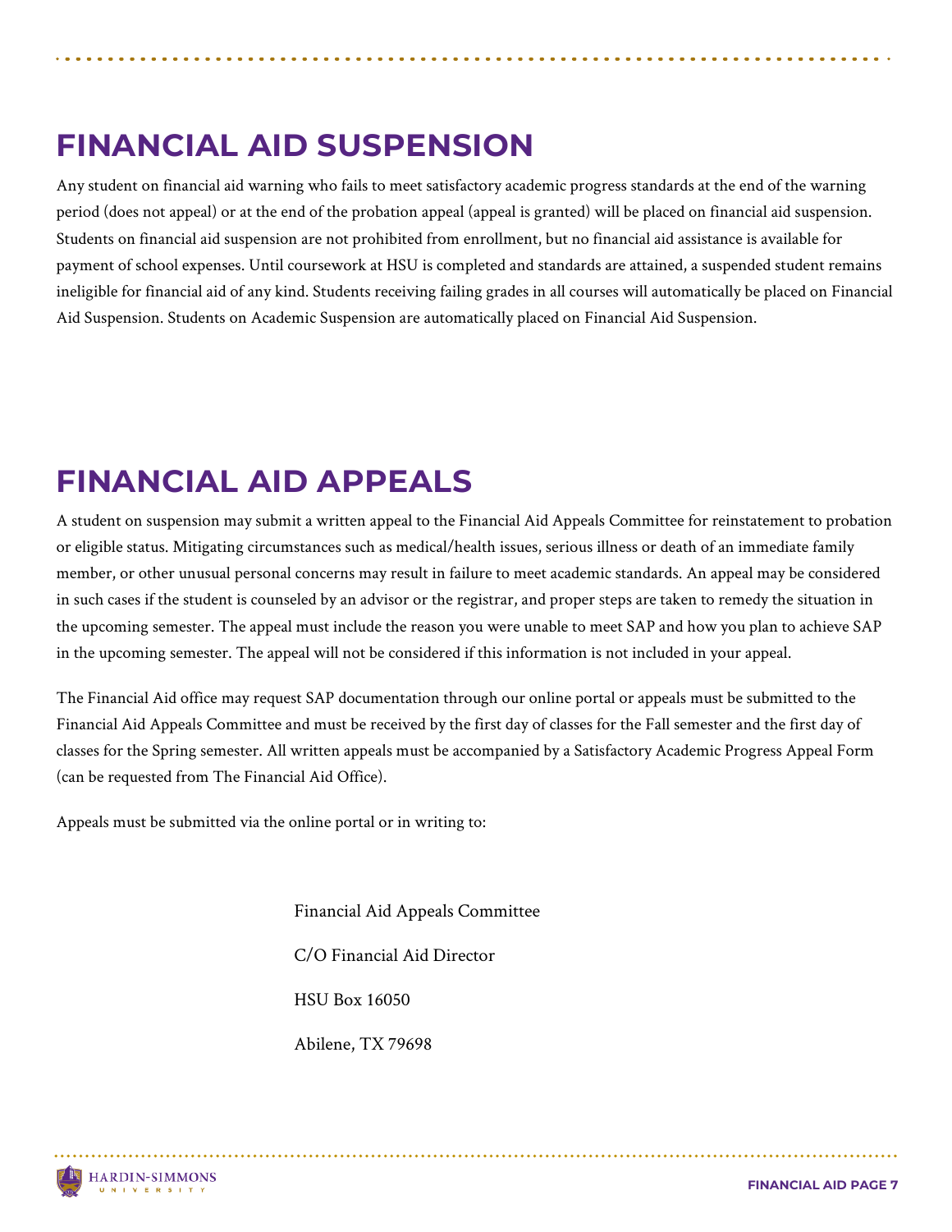# FINANCIAL AID SUSPENSION

Any student on financial aid warning who fails to meet satisfactory academic progress standards at the end of the warning period (does not appeal) or at the end of the probation appeal (appeal is granted) will be placed on financial aid suspension. Students on financial aid suspension are not prohibited from enrollment, but no financial aid assistance is available for payment of school expenses. Until coursework at HSU is completed and standards are attained, a suspended student remains ineligible for financial aid of any kind. Students receiving failing grades in all courses will automatically be placed on Financial Aid Suspension. Students on Academic Suspension are automatically placed on Financial Aid Suspension.

# FINANCIAL AID APPEALS

A student on suspension may submit a written appeal to the Financial Aid Appeals Committee for reinstatement to probation or eligible status. Mitigating circumstances such as medical/health issues, serious illness or death of an immediate family member, or other unusual personal concerns may result in failure to meet academic standards. An appeal may be considered in such cases if the student is counseled by an advisor or the registrar, and proper steps are taken to remedy the situation in the upcoming semester. The appeal must include the reason you were unable to meet SAP and how you plan to achieve SAP in the upcoming semester. The appeal will not be considered if this information is not included in your appeal.

The Financial Aid office may request SAP documentation through our online portal or appeals must be submitted to the Financial Aid Appeals Committee and must be received by the first day of classes for the Fall semester and the first day of classes for the Spring semester. All written appeals must be accompanied by a Satisfactory Academic Progress Appeal Form (can be requested from The Financial Aid Office).

Appeals must be submitted via the online portal or in writing to:

Financial Aid Appeals Committee

C/O Financial Aid Director

HSU Box 16050

Abilene, TX 79698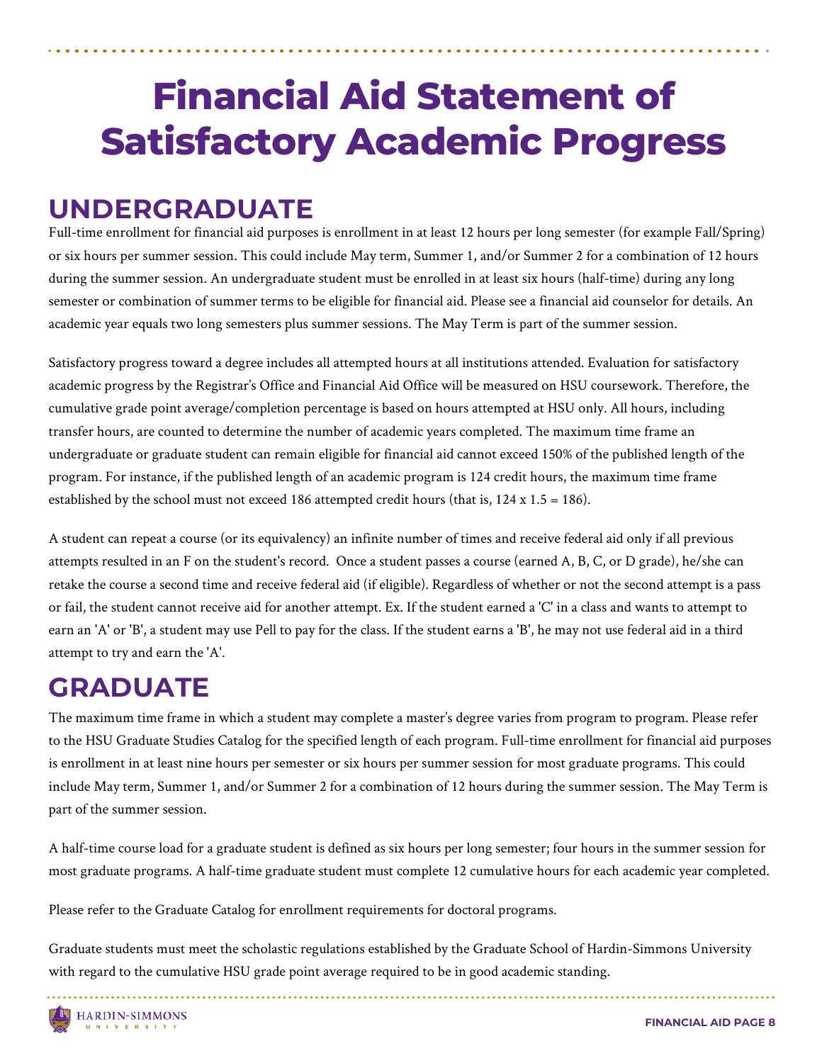# Financial Aid Statement of Satisfactory Academic Progress

## UNDERGRADUATE

Full-time enrollment for financial aid purposes is enrollment in at least 12 hours per long semester (for example Fall/Spring) or six hours per summer session. This could include May term, Summer 1, and/or Summer 2 for a combination of 12 hours during the summer session. An undergraduate student must be enrolled in at least six hours (half-time) during any long semester or combination of summer terms to be eligible for financial aid. Please see a financial aid counselor for details. An academic year equals two long semesters plus summer sessions. The May Term is part of the summer session.

Satisfactory progress toward a degree includes all attempted hours at all institutions attended. Evaluation for satisfactory academic progress by the Registrar's Office and Financial Aid Office will be measured on HSU coursework. Therefore, the cumulative grade point average/completion percentage is based on hours attempted at HSU only. All hours, including transfer hours, are counted to determine the number of academic years completed. The maximum time frame an undergraduate or graduate student can remain eligible for financial aid cannot exceed 150% of the published length of the program. For instance, if the published length of an academic program is 124 credit hours, the maximum time frame established by the school must not exceed 186 attempted credit hours (that is, 124 x 1.5 = 186).

A student can repeat a course (or its equivalency) an infinite number of times and receive federal aid only if all previous attempts resulted in an F on the student's record. Once a student passes a course (earned A, B, C, or D grade), he/she can retake the course a second time and receive federal aid (if eligible). Regardless of whether or not the second attempt is a pass or fail, the student cannot receive aid for another attempt. Ex. If the student earned a 'C' in a class and wants to attempt to earn an 'A' or 'B', a student may use Pell to pay for the class. If the student earns a 'B', he may not use federal aid in a third attempt to try and earn the 'A'.

## GRADUATE

The maximum time frame in which a student may complete a master's degree varies from program to program. Please refer to the HSU Graduate Studies Catalog for the specified length of each program. Full-time enrollment for financial aid purposes is enrollment in at least nine hours per semester or six hours per summer session for most graduate programs. This could include May term, Summer 1, and/or Summer 2 for a combination of 12 hours during the summer session. The May Term is part of the summer session.

A half-time course load for a graduate student is defined as six hours per long semester; four hours in the summer session for most graduate programs. A half-time graduate student must complete 12 cumulative hours for each academic year completed.

Please refer to the Graduate Catalog for enrollment requirements for doctoral programs.

Graduate students must meet the scholastic regulations established by the Graduate School of Hardin-Simmons University with regard to the cumulative HSU grade point average required to be in good academic standing.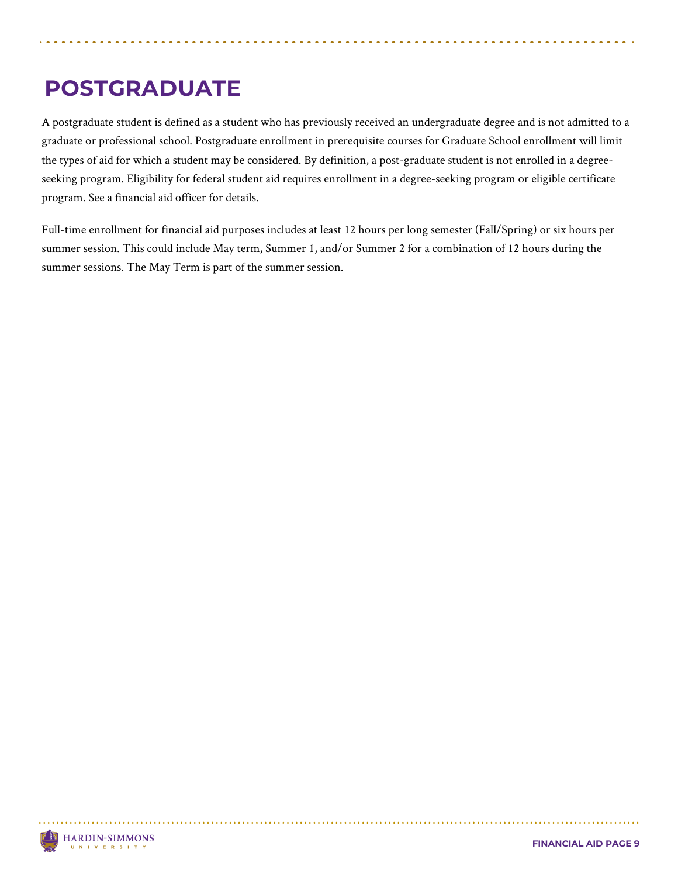# POSTGRADUATE

A postgraduate student is defined as a student who has previously received an undergraduate degree and is not admitted to a graduate or professional school. Postgraduate enrollment in prerequisite courses for Graduate School enrollment will limit the types of aid for which a student may be considered. By definition, a post-graduate student is not enrolled in a degree-seeking program. Eligibility for federal student aid requires enrollment in a degree-seeking program or eligible certificate program. See a financial aid officer for details.

Full-time enrollment for financial aid purposes includes at least 12 hours per long semester (Fall/Spring) or six hours per summer session. This could include May term, Summer 1, and/or Summer 2 for a combination of 12 hours during the summer sessions. The May Term is part of the summer session.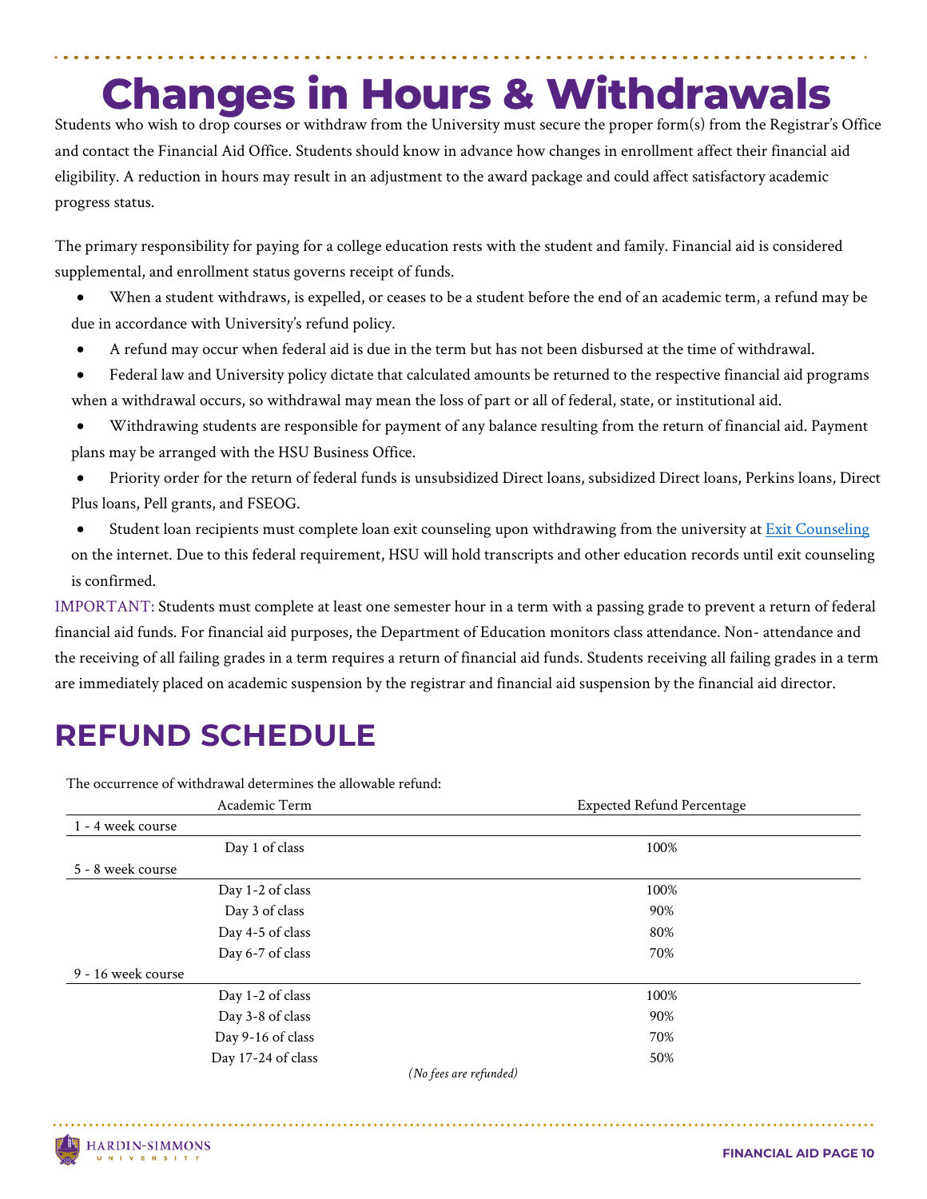# Changes in Hours & Withdrawals

Students who wish to drop courses or withdraw from the University must secure the proper form(s) from the Registrar's Office and contact the Financial Aid Office. Students should know in advance how changes in enrollment affect their financial aid eligibility. A reduction in hours may result in an adjustment to the award package and could affect satisfactory academic progress status.

The primary responsibility for paying for a college education rests with the student and family. Financial aid is considered supplemental, and enrollment status governs receipt of funds.

- When a student withdraws, is expelled, or ceases to be a student before the end of an academic term, a refund may be due in accordance with University's refund policy.
- A refund may occur when federal aid is due in the term but has not been disbursed at the time of withdrawal.
- Federal law and University policy dictate that calculated amounts be returned to the respective financial aid programs when a withdrawal occurs, so withdrawal may mean the loss of part or all of federal, state, or institutional aid.
- Withdrawing students are responsible for payment of any balance resulting from the return of financial aid. Payment plans may be arranged with the HSU Business Office.
- Priority order for the return of federal funds is unsubsidized Direct loans, subsidized Direct loans, Perkins loans, Direct Plus loans, Pell grants, and FSEOG.
- Student loan recipients must complete loan exit counseling upon withdrawing from the university at Exit Counseling on the internet. Due to this federal requirement, HSU will hold transcripts and other education records until exit counseling is confirmed.

IMPORTANT: Students must complete at least one semester hour in a term with a passing grade to prevent a return of federal financial aid funds. For financial aid purposes, the Department of Education monitors class attendance. Non- attendance and the receiving of all failing grades in a term requires a return of financial aid funds. Students receiving all failing grades in a term are immediately placed on academic suspension by the registrar and financial aid suspension by the financial aid director.

## REFUND SCHEDULE

The occurrence of withdrawal determines the allowable refund:

| Academic Term | | Expected Refund Percentage |
|---|---|---|
| 1 - 4 week course | | |
| | Day 1 of class | 100% |
| 5 - 8 week course | | |
| | Day 1-2 of class | 100% |
| | Day 3 of class | 90% |
| | Day 4-5 of class | 80% |
| | Day 6-7 of class | 70% |
| 9 - 16 week course | | |
| | Day 1-2 of class | 100% |
| | Day 3-8 of class | 90% |
| | Day 9-16 of class | 70% |
| | Day 17-24 of class | 50% |

*(No fees are refunded)*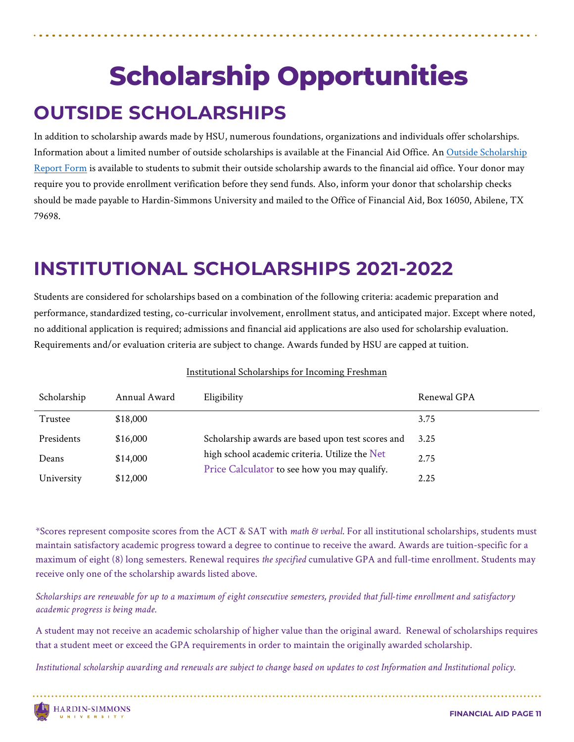# Scholarship Opportunities

## OUTSIDE SCHOLARSHIPS

In addition to scholarship awards made by HSU, numerous foundations, organizations and individuals offer scholarships. Information about a limited number of outside scholarships is available at the Financial Aid Office. An Outside Scholarship Report Form is available to students to submit their outside scholarship awards to the financial aid office. Your donor may require you to provide enrollment verification before they send funds. Also, inform your donor that scholarship checks should be made payable to Hardin-Simmons University and mailed to the Office of Financial Aid, Box 16050, Abilene, TX 79698.

## INSTITUTIONAL SCHOLARSHIPS 2021-2022

Students are considered for scholarships based on a combination of the following criteria: academic preparation and performance, standardized testing, co-curricular involvement, enrollment status, and anticipated major. Except where noted, no additional application is required; admissions and financial aid applications are also used for scholarship evaluation. Requirements and/or evaluation criteria are subject to change. Awards funded by HSU are capped at tuition.

Institutional Scholarships for Incoming Freshman

| Scholarship | Annual Award | Eligibility | Renewal GPA |
|---|---|---|---|
| Trustee | $18,000 | Scholarship awards are based upon test scores and high school academic criteria. Utilize the Net Price Calculator to see how you may qualify. | 3.75 |
| Presidents | $16,000 | | 3.25 |
| Deans | $14,000 | | 2.75 |
| University | $12,000 | | 2.25 |

*Scores represent composite scores from the ACT & SAT with *math & verbal*. For all institutional scholarships, students must maintain satisfactory academic progress toward a degree to continue to receive the award. Awards are tuition-specific for a maximum of eight (8) long semesters. Renewal requires *the specified* cumulative GPA and full-time enrollment. Students may receive only one of the scholarship awards listed above.

*Scholarships are renewable for up to a maximum of eight consecutive semesters, provided that full-time enrollment and satisfactory academic progress is being made.*

A student may not receive an academic scholarship of higher value than the original award. Renewal of scholarships requires that a student meet or exceed the GPA requirements in order to maintain the originally awarded scholarship.

*Institutional scholarship awarding and renewals are subject to change based on updates to cost Information and Institutional policy.*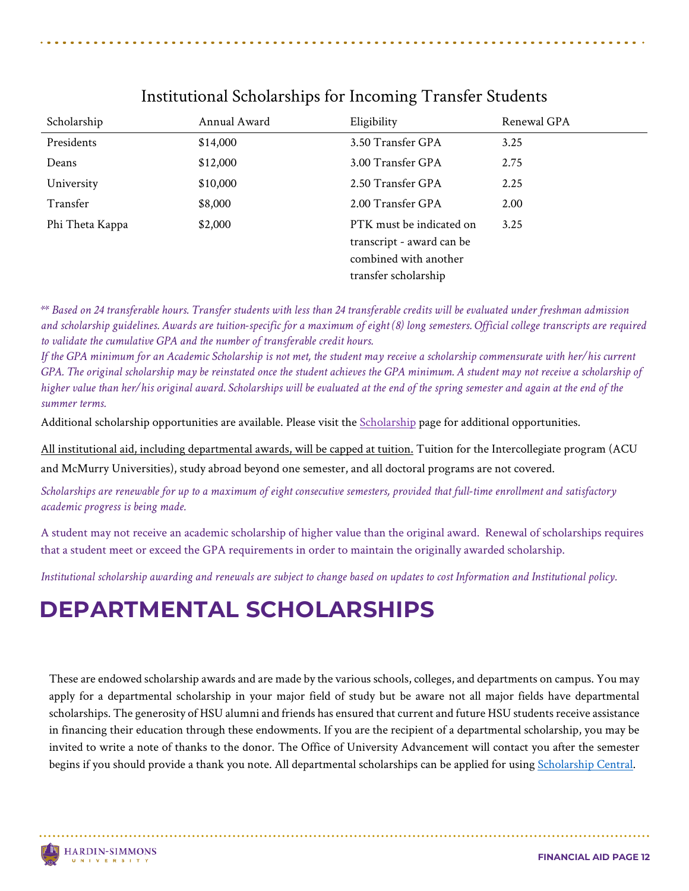## Institutional Scholarships for Incoming Transfer Students

| Scholarship | Annual Award | Eligibility | Renewal GPA |
|---|---|---|---|
| Presidents | $14,000 | 3.50 Transfer GPA | 3.25 |
| Deans | $12,000 | 3.00 Transfer GPA | 2.75 |
| University | $10,000 | 2.50 Transfer GPA | 2.25 |
| Transfer | $8,000 | 2.00 Transfer GPA | 2.00 |
| Phi Theta Kappa | $2,000 | PTK must be indicated on transcript - award can be combined with another transfer scholarship | 3.25 |

*** Based on 24 transferable hours. Transfer students with less than 24 transferable credits will be evaluated under freshman admission and scholarship guidelines. Awards are tuition-specific for a maximum of eight (8) long semesters. Official college transcripts are required to validate the cumulative GPA and the number of transferable credit hours.*
*If the GPA minimum for an Academic Scholarship is not met, the student may receive a scholarship commensurate with her/his current GPA. The original scholarship may be reinstated once the student achieves the GPA minimum. A student may not receive a scholarship of higher value than her/his original award. Scholarships will be evaluated at the end of the spring semester and again at the end of the summer terms.*

Additional scholarship opportunities are available. Please visit the [Scholarship] page for additional opportunities.

<u>All institutional aid, including departmental awards, will be capped at tuition.</u> Tuition for the Intercollegiate program (ACU and McMurry Universities), study abroad beyond one semester, and all doctoral programs are not covered.

*Scholarships are renewable for up to a maximum of eight consecutive semesters, provided that full-time enrollment and satisfactory academic progress is being made.*

A student may not receive an academic scholarship of higher value than the original award. Renewal of scholarships requires that a student meet or exceed the GPA requirements in order to maintain the originally awarded scholarship.

*Institutional scholarship awarding and renewals are subject to change based on updates to cost Information and Institutional policy.*

# DEPARTMENTAL SCHOLARSHIPS

These are endowed scholarship awards and are made by the various schools, colleges, and departments on campus. You may apply for a departmental scholarship in your major field of study but be aware not all major fields have departmental scholarships. The generosity of HSU alumni and friends has ensured that current and future HSU students receive assistance in financing their education through these endowments. If you are the recipient of a departmental scholarship, you may be invited to write a note of thanks to the donor. The Office of University Advancement will contact you after the semester begins if you should provide a thank you note. All departmental scholarships can be applied for using [Scholarship Central].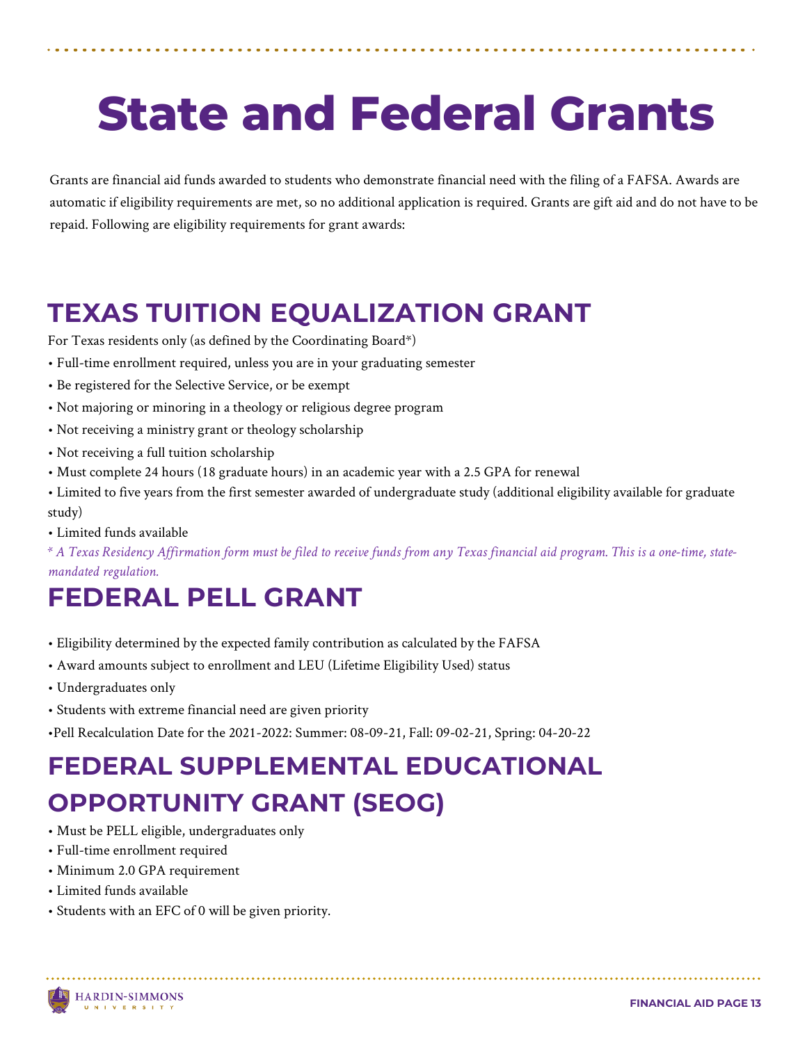# State and Federal Grants

Grants are financial aid funds awarded to students who demonstrate financial need with the filing of a FAFSA. Awards are automatic if eligibility requirements are met, so no additional application is required. Grants are gift aid and do not have to be repaid. Following are eligibility requirements for grant awards:

## TEXAS TUITION EQUALIZATION GRANT

For Texas residents only (as defined by the Coordinating Board*)

- Full-time enrollment required, unless you are in your graduating semester
- Be registered for the Selective Service, or be exempt
- Not majoring or minoring in a theology or religious degree program
- Not receiving a ministry grant or theology scholarship
- Not receiving a full tuition scholarship
- Must complete 24 hours (18 graduate hours) in an academic year with a 2.5 GPA for renewal
- Limited to five years from the first semester awarded of undergraduate study (additional eligibility available for graduate study)
- Limited funds available

*\* A Texas Residency Affirmation form must be filed to receive funds from any Texas financial aid program. This is a one-time, state-mandated regulation.*

## FEDERAL PELL GRANT

- Eligibility determined by the expected family contribution as calculated by the FAFSA
- Award amounts subject to enrollment and LEU (Lifetime Eligibility Used) status
- Undergraduates only
- Students with extreme financial need are given priority
- Pell Recalculation Date for the 2021-2022: Summer: 08-09-21, Fall: 09-02-21, Spring: 04-20-22

## FEDERAL SUPPLEMENTAL EDUCATIONAL OPPORTUNITY GRANT (SEOG)

- Must be PELL eligible, undergraduates only
- Full-time enrollment required
- Minimum 2.0 GPA requirement
- Limited funds available
- Students with an EFC of 0 will be given priority.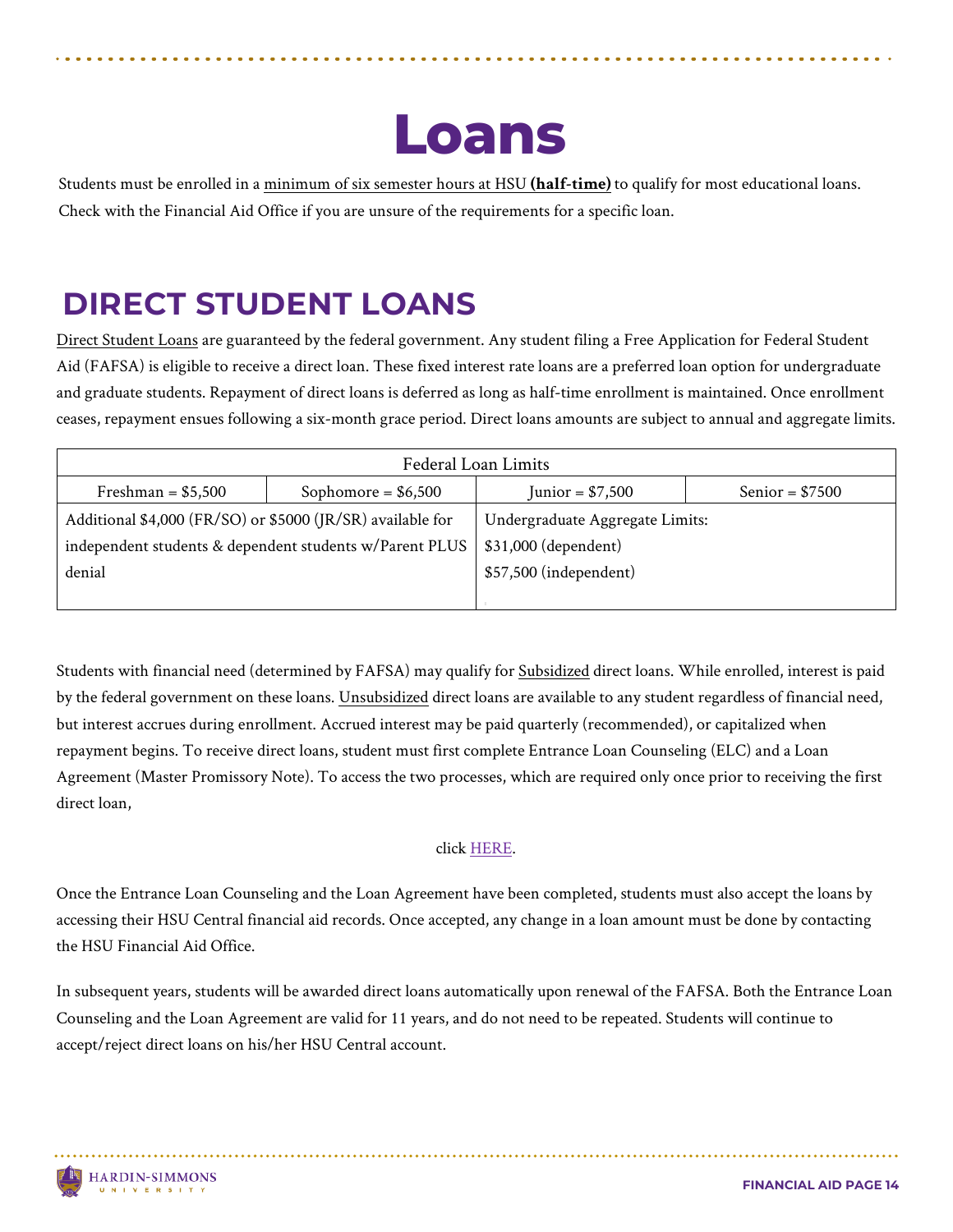# Loans

Students must be enrolled in a minimum of six semester hours at HSU **(half-time)** to qualify for most educational loans. Check with the Financial Aid Office if you are unsure of the requirements for a specific loan.

## DIRECT STUDENT LOANS

Direct Student Loans are guaranteed by the federal government. Any student filing a Free Application for Federal Student Aid (FAFSA) is eligible to receive a direct loan. These fixed interest rate loans are a preferred loan option for undergraduate and graduate students. Repayment of direct loans is deferred as long as half-time enrollment is maintained. Once enrollment ceases, repayment ensues following a six-month grace period. Direct loans amounts are subject to annual and aggregate limits.

| Federal Loan Limits | | | |
|---|---|---|---|
| Freshman = $5,500 | Sophomore = $6,500 | Junior = $7,500 | Senior = $7500 |
| Additional $4,000 (FR/SO) or $5000 (JR/SR) available for independent students & dependent students w/Parent PLUS denial | | Undergraduate Aggregate Limits: $31,000 (dependent) $57,500 (independent) | |

Students with financial need (determined by FAFSA) may qualify for Subsidized direct loans. While enrolled, interest is paid by the federal government on these loans. Unsubsidized direct loans are available to any student regardless of financial need, but interest accrues during enrollment. Accrued interest may be paid quarterly (recommended), or capitalized when repayment begins. To receive direct loans, student must first complete Entrance Loan Counseling (ELC) and a Loan Agreement (Master Promissory Note). To access the two processes, which are required only once prior to receiving the first direct loan,

click HERE.

Once the Entrance Loan Counseling and the Loan Agreement have been completed, students must also accept the loans by accessing their HSU Central financial aid records. Once accepted, any change in a loan amount must be done by contacting the HSU Financial Aid Office.

In subsequent years, students will be awarded direct loans automatically upon renewal of the FAFSA. Both the Entrance Loan Counseling and the Loan Agreement are valid for 11 years, and do not need to be repeated. Students will continue to accept/reject direct loans on his/her HSU Central account.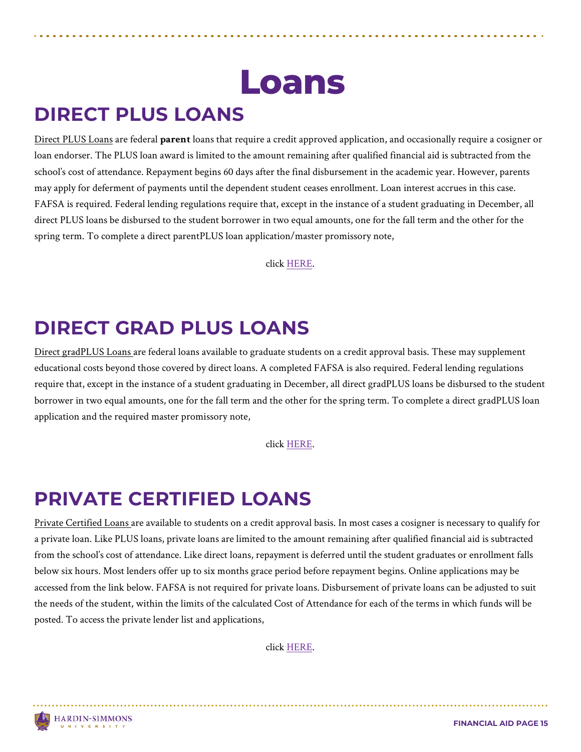# Loans

## DIRECT PLUS LOANS

Direct PLUS Loans are federal **parent** loans that require a credit approved application, and occasionally require a cosigner or loan endorser. The PLUS loan award is limited to the amount remaining after qualified financial aid is subtracted from the school's cost of attendance. Repayment begins 60 days after the final disbursement in the academic year. However, parents may apply for deferment of payments until the dependent student ceases enrollment. Loan interest accrues in this case. FAFSA is required. Federal lending regulations require that, except in the instance of a student graduating in December, all direct PLUS loans be disbursed to the student borrower in two equal amounts, one for the fall term and the other for the spring term. To complete a direct parentPLUS loan application/master promissory note,

click HERE.

## DIRECT GRAD PLUS LOANS

Direct gradPLUS Loans are federal loans available to graduate students on a credit approval basis. These may supplement educational costs beyond those covered by direct loans. A completed FAFSA is also required. Federal lending regulations require that, except in the instance of a student graduating in December, all direct gradPLUS loans be disbursed to the student borrower in two equal amounts, one for the fall term and the other for the spring term. To complete a direct gradPLUS loan application and the required master promissory note,

click HERE.

## PRIVATE CERTIFIED LOANS

Private Certified Loans are available to students on a credit approval basis. In most cases a cosigner is necessary to qualify for a private loan. Like PLUS loans, private loans are limited to the amount remaining after qualified financial aid is subtracted from the school's cost of attendance. Like direct loans, repayment is deferred until the student graduates or enrollment falls below six hours. Most lenders offer up to six months grace period before repayment begins. Online applications may be accessed from the link below. FAFSA is not required for private loans. Disbursement of private loans can be adjusted to suit the needs of the student, within the limits of the calculated Cost of Attendance for each of the terms in which funds will be posted. To access the private lender list and applications,

click HERE.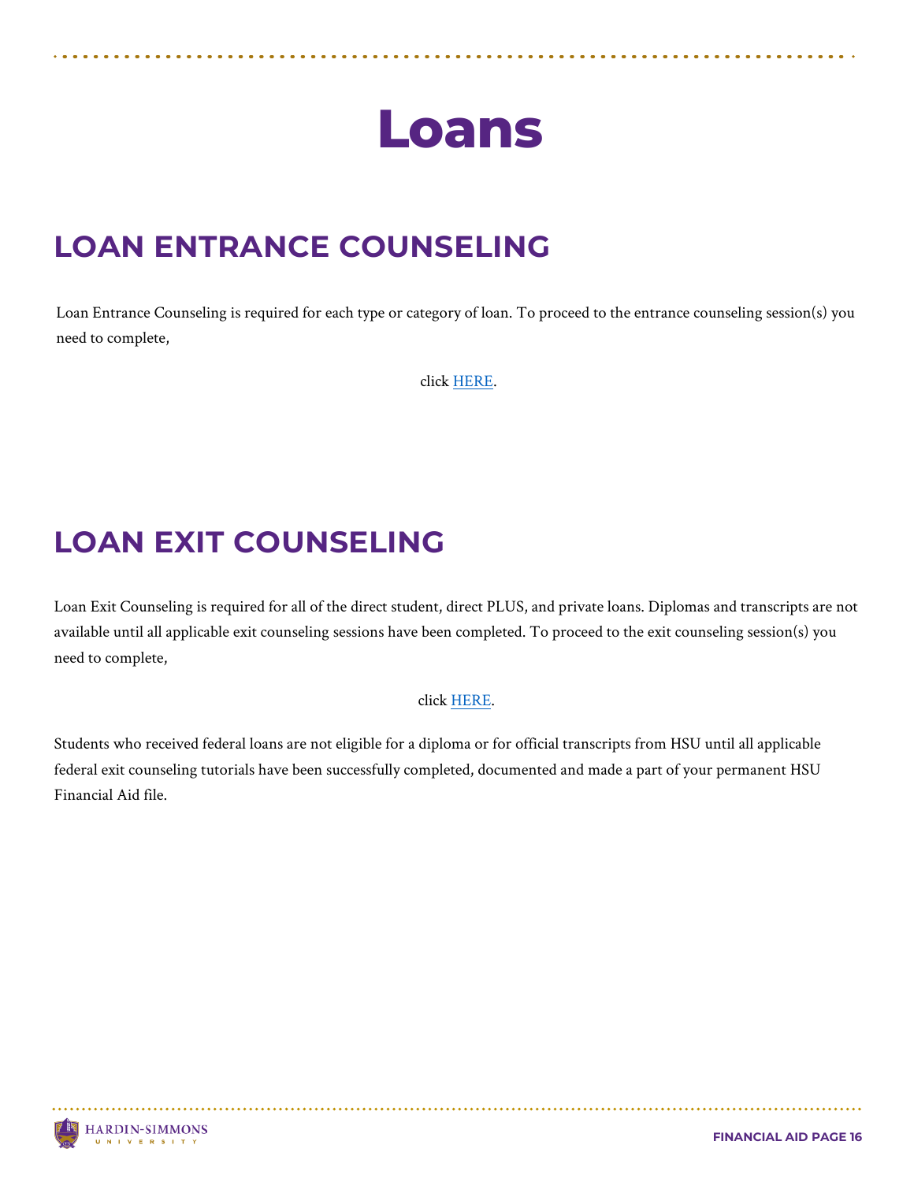# Loans

## LOAN ENTRANCE COUNSELING

Loan Entrance Counseling is required for each type or category of loan. To proceed to the entrance counseling session(s) you need to complete,

click HERE.

## LOAN EXIT COUNSELING

Loan Exit Counseling is required for all of the direct student, direct PLUS, and private loans. Diplomas and transcripts are not available until all applicable exit counseling sessions have been completed. To proceed to the exit counseling session(s) you need to complete,

click HERE.

Students who received federal loans are not eligible for a diploma or for official transcripts from HSU until all applicable federal exit counseling tutorials have been successfully completed, documented and made a part of your permanent HSU Financial Aid file.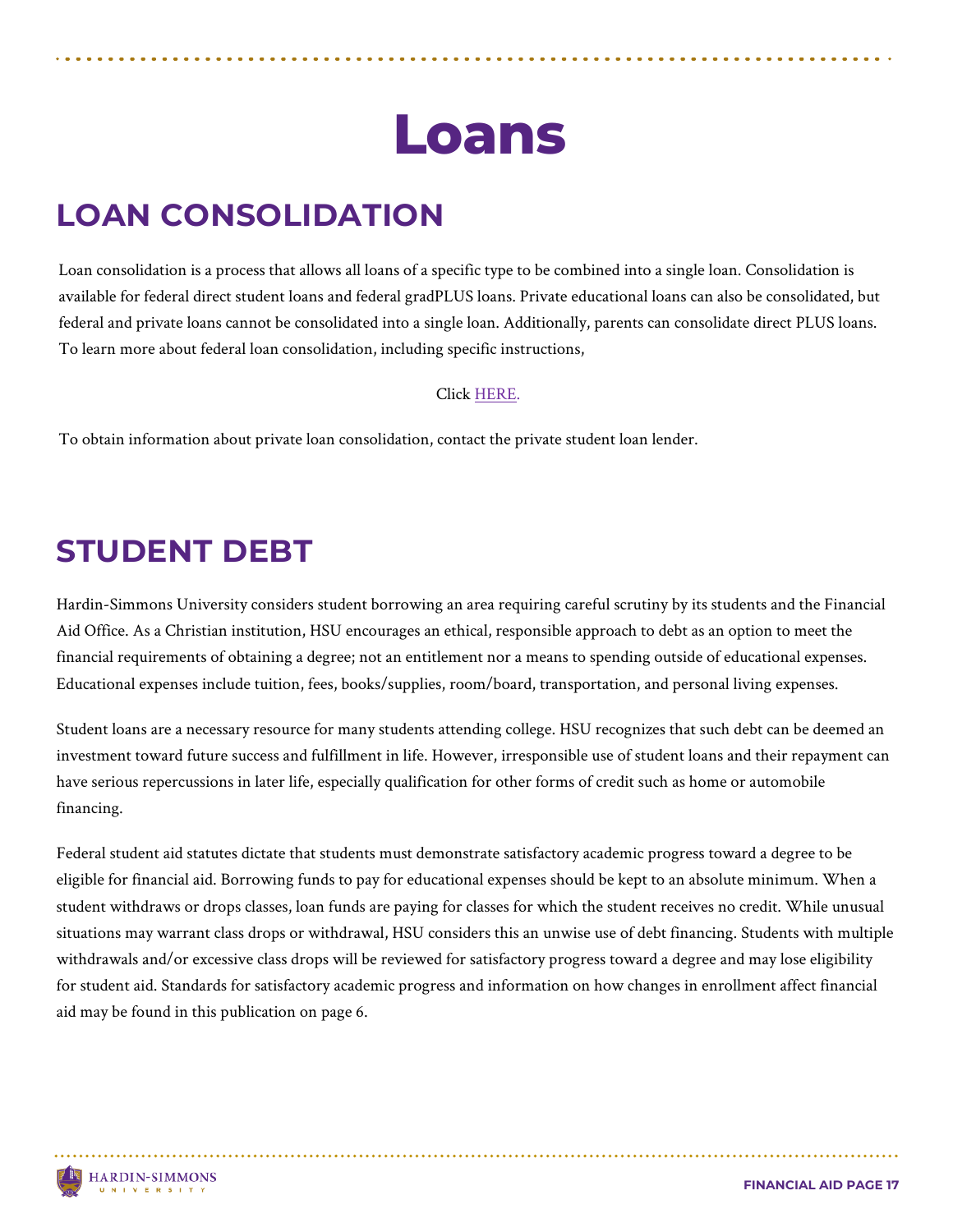# Loans

## LOAN CONSOLIDATION

Loan consolidation is a process that allows all loans of a specific type to be combined into a single loan. Consolidation is available for federal direct student loans and federal gradPLUS loans. Private educational loans can also be consolidated, but federal and private loans cannot be consolidated into a single loan. Additionally, parents can consolidate direct PLUS loans. To learn more about federal loan consolidation, including specific instructions,

Click HERE.

To obtain information about private loan consolidation, contact the private student loan lender.

## STUDENT DEBT

Hardin-Simmons University considers student borrowing an area requiring careful scrutiny by its students and the Financial Aid Office. As a Christian institution, HSU encourages an ethical, responsible approach to debt as an option to meet the financial requirements of obtaining a degree; not an entitlement nor a means to spending outside of educational expenses. Educational expenses include tuition, fees, books/supplies, room/board, transportation, and personal living expenses.

Student loans are a necessary resource for many students attending college. HSU recognizes that such debt can be deemed an investment toward future success and fulfillment in life. However, irresponsible use of student loans and their repayment can have serious repercussions in later life, especially qualification for other forms of credit such as home or automobile financing.

Federal student aid statutes dictate that students must demonstrate satisfactory academic progress toward a degree to be eligible for financial aid. Borrowing funds to pay for educational expenses should be kept to an absolute minimum. When a student withdraws or drops classes, loan funds are paying for classes for which the student receives no credit. While unusual situations may warrant class drops or withdrawal, HSU considers this an unwise use of debt financing. Students with multiple withdrawals and/or excessive class drops will be reviewed for satisfactory progress toward a degree and may lose eligibility for student aid. Standards for satisfactory academic progress and information on how changes in enrollment affect financial aid may be found in this publication on page 6.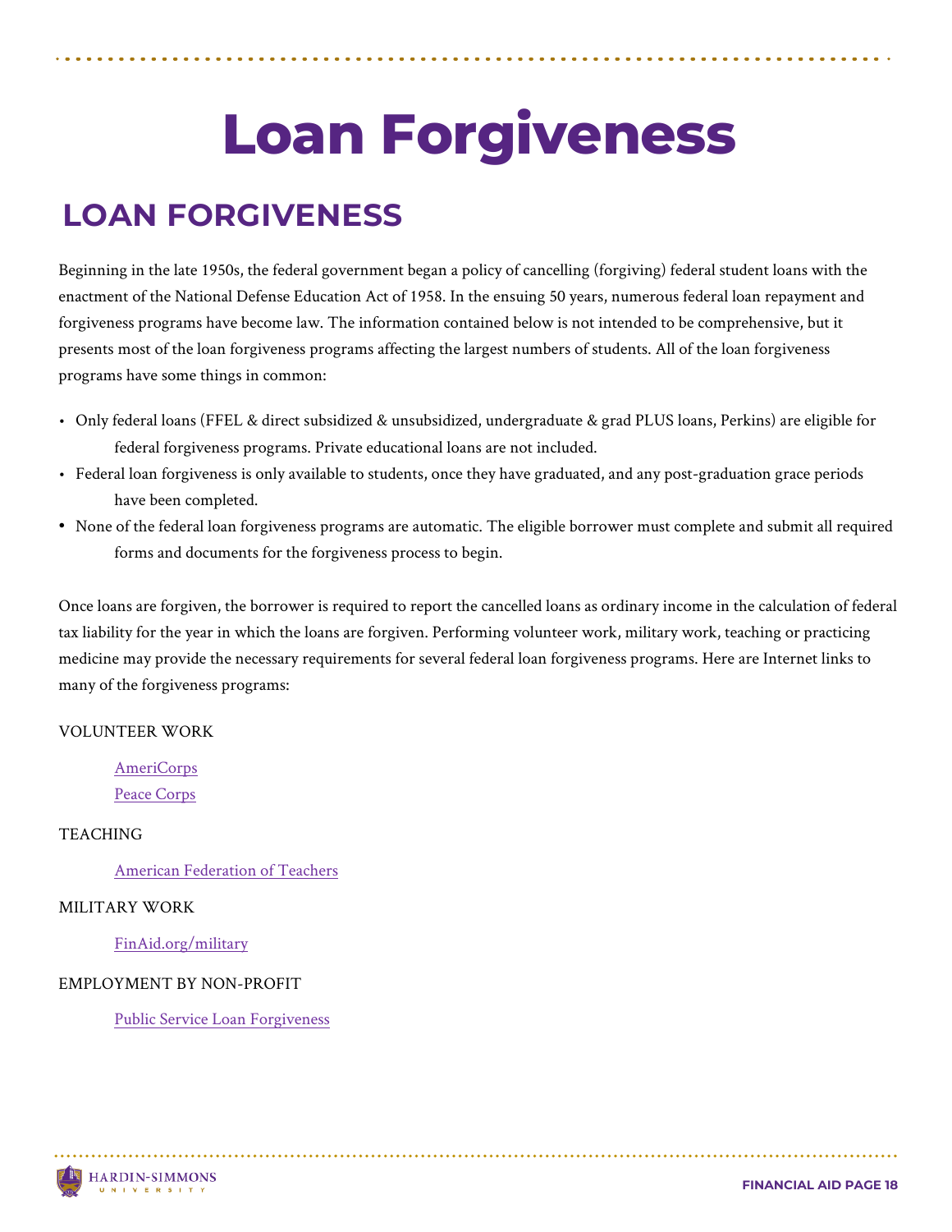# Loan Forgiveness

## LOAN FORGIVENESS

Beginning in the late 1950s, the federal government began a policy of cancelling (forgiving) federal student loans with the enactment of the National Defense Education Act of 1958. In the ensuing 50 years, numerous federal loan repayment and forgiveness programs have become law. The information contained below is not intended to be comprehensive, but it presents most of the loan forgiveness programs affecting the largest numbers of students. All of the loan forgiveness programs have some things in common:

- Only federal loans (FFEL & direct subsidized & unsubsidized, undergraduate & grad PLUS loans, Perkins) are eligible for federal forgiveness programs. Private educational loans are not included.
- Federal loan forgiveness is only available to students, once they have graduated, and any post-graduation grace periods have been completed.
- None of the federal loan forgiveness programs are automatic. The eligible borrower must complete and submit all required forms and documents for the forgiveness process to begin.

Once loans are forgiven, the borrower is required to report the cancelled loans as ordinary income in the calculation of federal tax liability for the year in which the loans are forgiven. Performing volunteer work, military work, teaching or practicing medicine may provide the necessary requirements for several federal loan forgiveness programs. Here are Internet links to many of the forgiveness programs:

VOLUNTEER WORK

- AmeriCorps
- Peace Corps

TEACHING

- American Federation of Teachers

MILITARY WORK

- FinAid.org/military

EMPLOYMENT BY NON-PROFIT

- Public Service Loan Forgiveness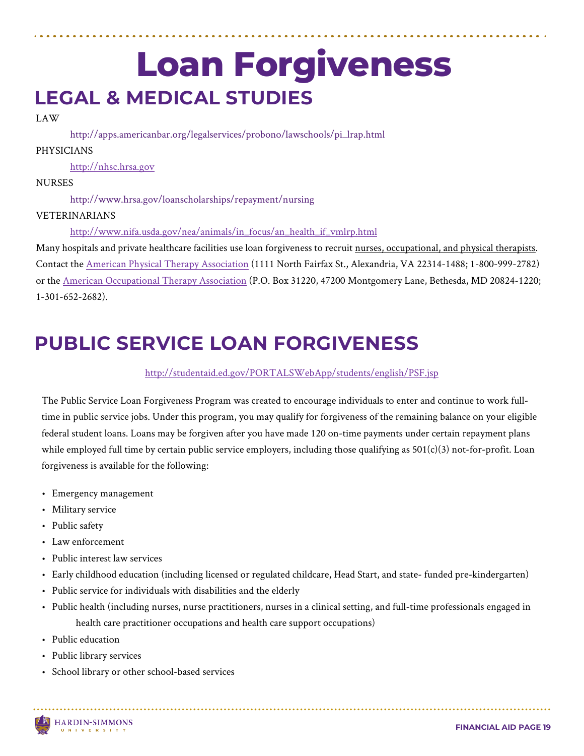# Loan Forgiveness

## LEGAL & MEDICAL STUDIES

LAW

http://apps.americanbar.org/legalservices/probono/lawschools/pi_lrap.html

PHYSICIANS

http://nhsc.hrsa.gov

NURSES

http://www.hrsa.gov/loanscholarships/repayment/nursing

VETERINARIANS

http://www.nifa.usda.gov/nea/animals/in_focus/an_health_if_vmlrp.html

Many hospitals and private healthcare facilities use loan forgiveness to recruit nurses, occupational, and physical therapists. Contact the American Physical Therapy Association (1111 North Fairfax St., Alexandria, VA 22314-1488; 1-800-999-2782) or the American Occupational Therapy Association (P.O. Box 31220, 47200 Montgomery Lane, Bethesda, MD 20824-1220; 1-301-652-2682).

## PUBLIC SERVICE LOAN FORGIVENESS

http://studentaid.ed.gov/PORTALSWebApp/students/english/PSF.jsp

The Public Service Loan Forgiveness Program was created to encourage individuals to enter and continue to work full-time in public service jobs. Under this program, you may qualify for forgiveness of the remaining balance on your eligible federal student loans. Loans may be forgiven after you have made 120 on-time payments under certain repayment plans while employed full time by certain public service employers, including those qualifying as 501(c)(3) not-for-profit. Loan forgiveness is available for the following:

- Emergency management
- Military service
- Public safety
- Law enforcement
- Public interest law services
- Early childhood education (including licensed or regulated childcare, Head Start, and state- funded pre-kindergarten)
- Public service for individuals with disabilities and the elderly
- Public health (including nurses, nurse practitioners, nurses in a clinical setting, and full-time professionals engaged in health care practitioner occupations and health care support occupations)
- Public education
- Public library services
- School library or other school-based services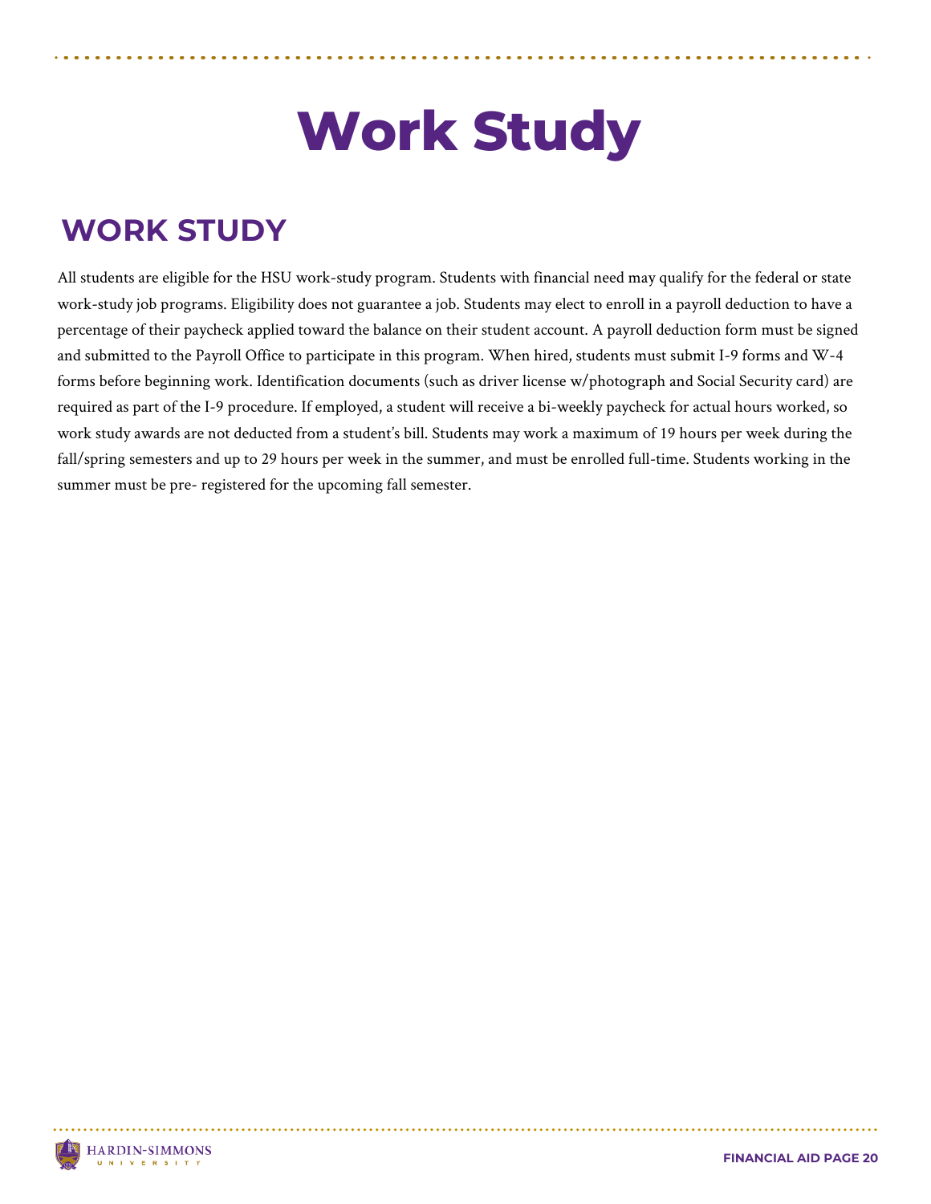# Work Study

## WORK STUDY

All students are eligible for the HSU work-study program. Students with financial need may qualify for the federal or state work-study job programs. Eligibility does not guarantee a job. Students may elect to enroll in a payroll deduction to have a percentage of their paycheck applied toward the balance on their student account. A payroll deduction form must be signed and submitted to the Payroll Office to participate in this program. When hired, students must submit I-9 forms and W-4 forms before beginning work. Identification documents (such as driver license w/photograph and Social Security card) are required as part of the I-9 procedure. If employed, a student will receive a bi-weekly paycheck for actual hours worked, so work study awards are not deducted from a student's bill. Students may work a maximum of 19 hours per week during the fall/spring semesters and up to 29 hours per week in the summer, and must be enrolled full-time. Students working in the summer must be pre- registered for the upcoming fall semester.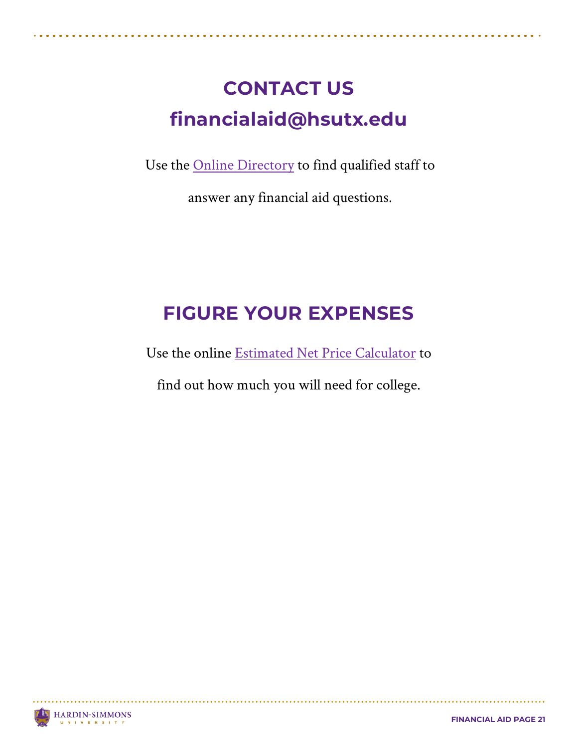## CONTACT US

## financialaid@hsutx.edu

Use the Online Directory to find qualified staff to answer any financial aid questions.

## FIGURE YOUR EXPENSES

Use the online Estimated Net Price Calculator to find out how much you will need for college.